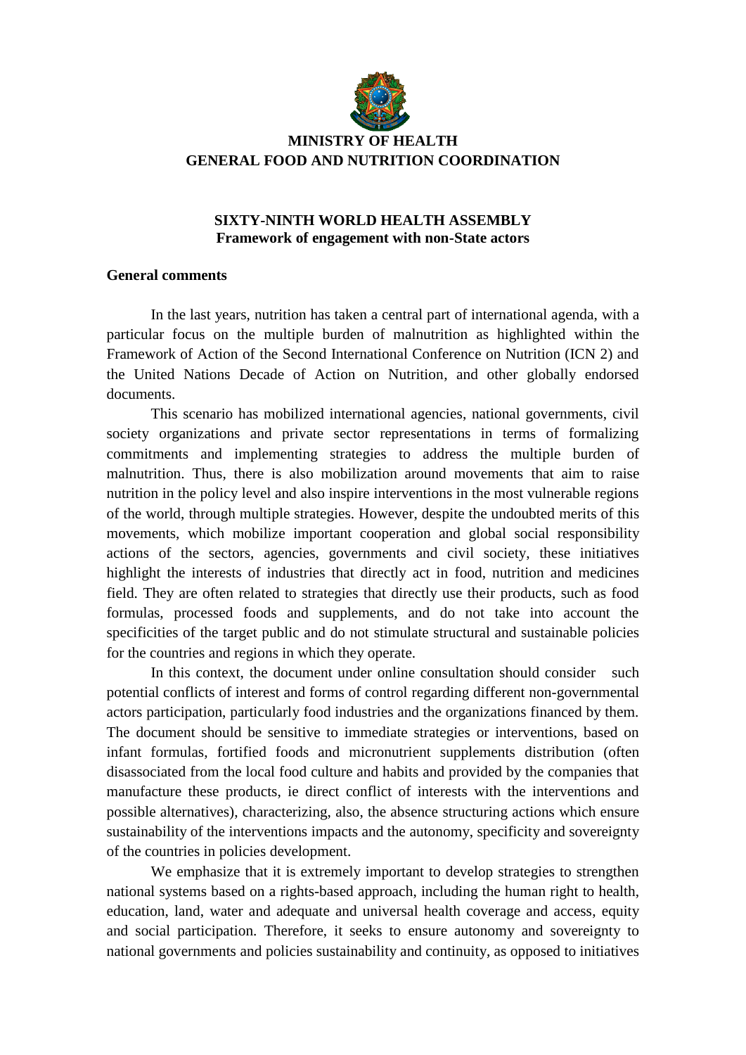**MINISTRY OF HEALTH**
**GENERAL FOOD AND NUTRITION COORDINATION**

**SIXTY-NINTH WORLD HEALTH ASSEMBLY**
**Framework of engagement with non-State actors**

**General comments**

In the last years, nutrition has taken a central part of international agenda, with a particular focus on the multiple burden of malnutrition as highlighted within the Framework of Action of the Second International Conference on Nutrition (ICN 2) and the United Nations Decade of Action on Nutrition, and other globally endorsed documents.

This scenario has mobilized international agencies, national governments, civil society organizations and private sector representations in terms of formalizing commitments and implementing strategies to address the multiple burden of malnutrition. Thus, there is also mobilization around movements that aim to raise nutrition in the policy level and also inspire interventions in the most vulnerable regions of the world, through multiple strategies. However, despite the undoubted merits of this movements, which mobilize important cooperation and global social responsibility actions of the sectors, agencies, governments and civil society, these initiatives highlight the interests of industries that directly act in food, nutrition and medicines field. They are often related to strategies that directly use their products, such as food formulas, processed foods and supplements, and do not take into account the specificities of the target public and do not stimulate structural and sustainable policies for the countries and regions in which they operate.

In this context, the document under online consultation should consider such potential conflicts of interest and forms of control regarding different non-governmental actors participation, particularly food industries and the organizations financed by them. The document should be sensitive to immediate strategies or interventions, based on infant formulas, fortified foods and micronutrient supplements distribution (often disassociated from the local food culture and habits and provided by the companies that manufacture these products, ie direct conflict of interests with the interventions and possible alternatives), characterizing, also, the absence structuring actions which ensure sustainability of the interventions impacts and the autonomy, specificity and sovereignty of the countries in policies development.

We emphasize that it is extremely important to develop strategies to strengthen national systems based on a rights-based approach, including the human right to health, education, land, water and adequate and universal health coverage and access, equity and social participation. Therefore, it seeks to ensure autonomy and sovereignty to national governments and policies sustainability and continuity, as opposed to initiatives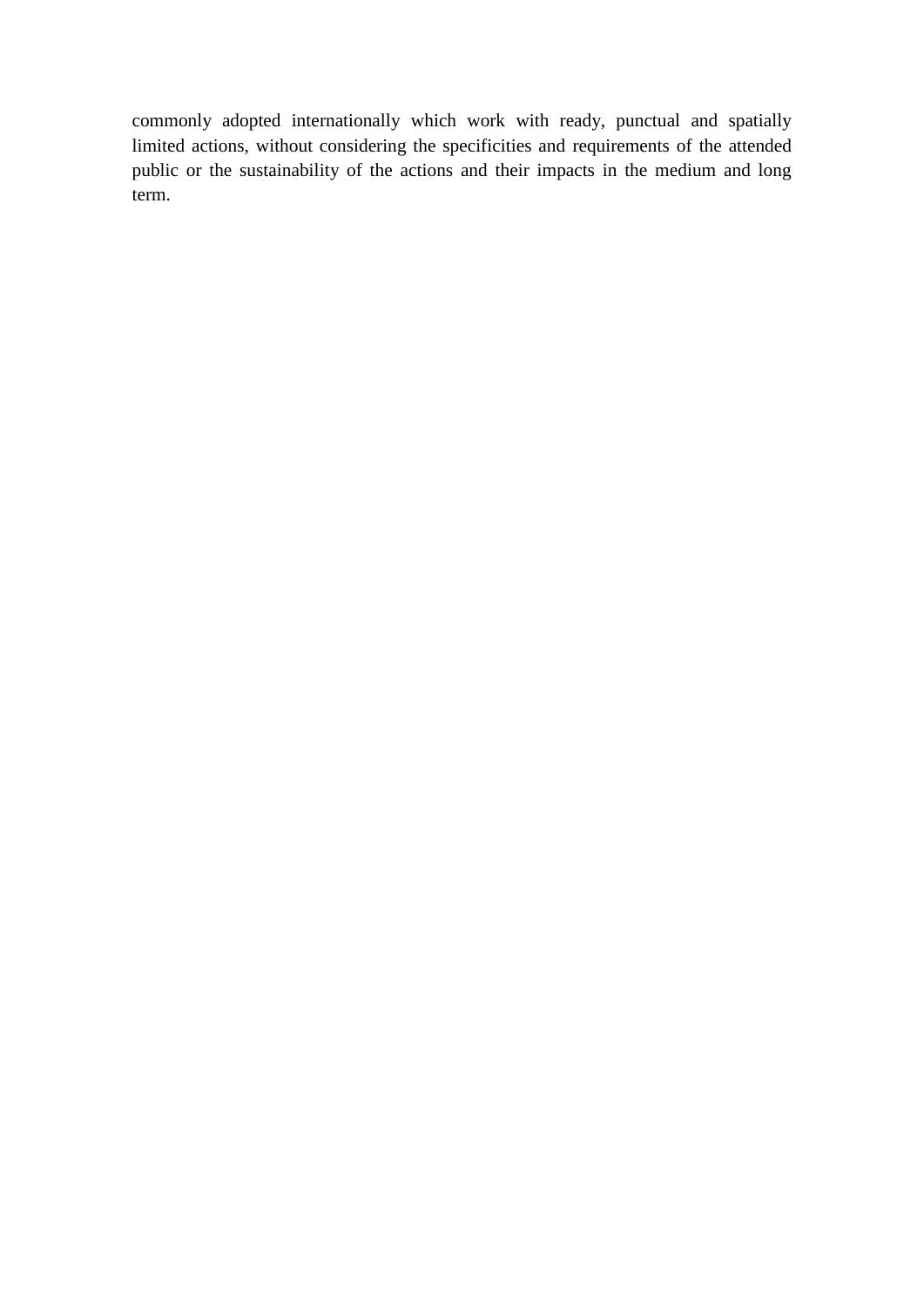commonly adopted internationally which work with ready, punctual and spatially limited actions, without considering the specificities and requirements of the attended public or the sustainability of the actions and their impacts in the medium and long term.